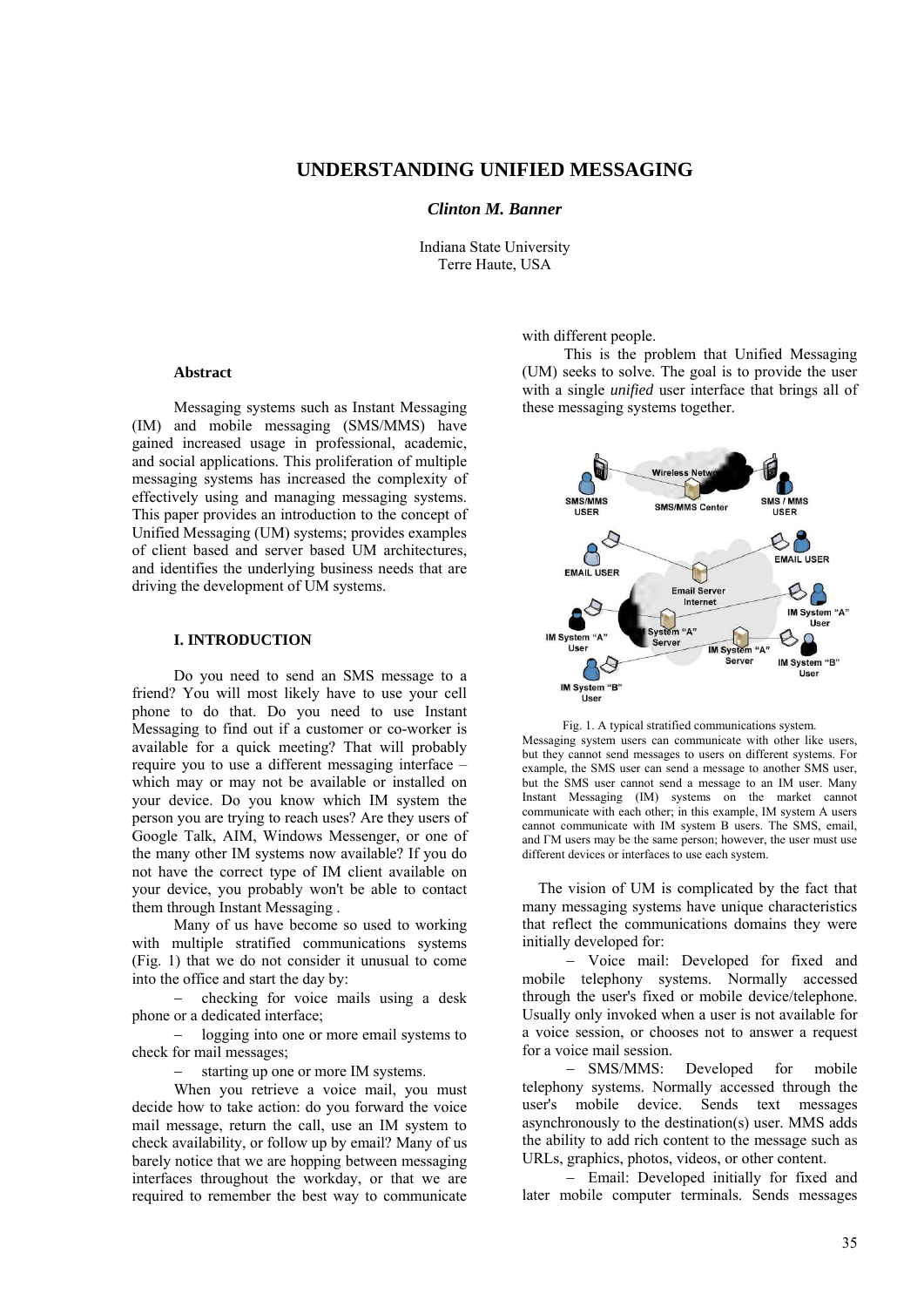# UNDERSTANDING UNIFIED MESSAGING

***Clinton M. Banner***

Indiana State University
Terre Haute, USA

## Abstract

Messaging systems such as Instant Messaging (IM) and mobile messaging (SMS/MMS) have gained increased usage in professional, academic, and social applications. This proliferation of multiple messaging systems has increased the complexity of effectively using and managing messaging systems. This paper provides an introduction to the concept of Unified Messaging (UM) systems; provides examples of client based and server based UM architectures, and identifies the underlying business needs that are driving the development of UM systems.

## I. INTRODUCTION

Do you need to send an SMS message to a friend? You will most likely have to use your cell phone to do that. Do you need to use Instant Messaging to find out if a customer or co-worker is available for a quick meeting? That will probably require you to use a different messaging interface – which may or may not be available or installed on your device. Do you know which IM system the person you are trying to reach uses? Are they users of Google Talk, AIM, Windows Messenger, or one of the many other IM systems now available? If you do not have the correct type of IM client available on your device, you probably won't be able to contact them through Instant Messaging .

Many of us have become so used to working with multiple stratified communications systems (Fig. 1) that we do not consider it unusual to come into the office and start the day by:

- checking for voice mails using a desk phone or a dedicated interface;
- logging into one or more email systems to check for mail messages;
- starting up one or more IM systems.

When you retrieve a voice mail, you must decide how to take action: do you forward the voice mail message, return the call, use an IM system to check availability, or follow up by email? Many of us barely notice that we are hopping between messaging interfaces throughout the workday, or that we are required to remember the best way to communicate with different people.

This is the problem that Unified Messaging (UM) seeks to solve. The goal is to provide the user with a single *unified* user interface that brings all of these messaging systems together.

Fig. 1. A typical stratified communications system. Messaging system users can communicate with other like users, but they cannot send messages to users on different systems. For example, the SMS user can send a message to another SMS user, but the SMS user cannot send a message to an IM user. Many Instant Messaging (IM) systems on the market cannot communicate with each other; in this example, IM system A users cannot communicate with IM system B users. The SMS, email, and IM users may be the same person; however, the user must use different devices or interfaces to use each system.

The vision of UM is complicated by the fact that many messaging systems have unique characteristics that reflect the communications domains they were initially developed for:

- Voice mail: Developed for fixed and mobile telephony systems. Normally accessed through the user's fixed or mobile device/telephone. Usually only invoked when a user is not available for a voice session, or chooses not to answer a request for a voice mail session.
- SMS/MMS: Developed for mobile telephony systems. Normally accessed through the user's mobile device. Sends text messages asynchronously to the destination(s) user. MMS adds the ability to add rich content to the message such as URLs, graphics, photos, videos, or other content.
- Email: Developed initially for fixed and later mobile computer terminals. Sends messages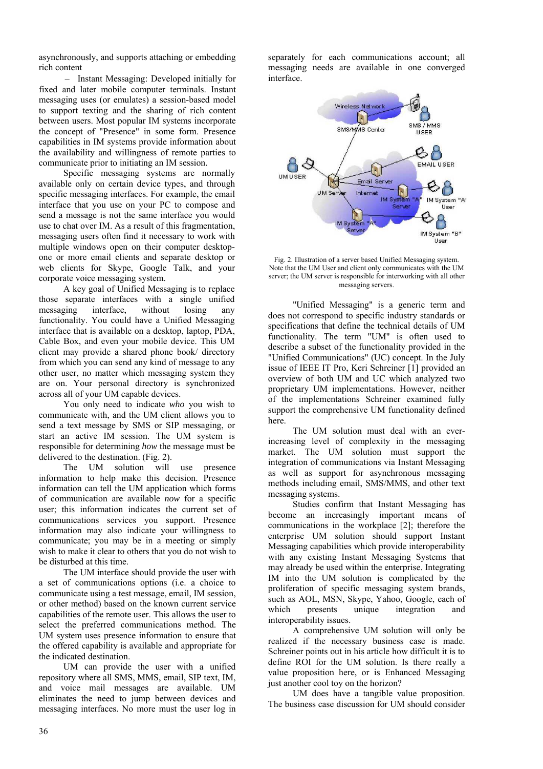asynchronously, and supports attaching or embedding rich content

– Instant Messaging: Developed initially for fixed and later mobile computer terminals. Instant messaging uses (or emulates) a session-based model to support texting and the sharing of rich content between users. Most popular IM systems incorporate the concept of "Presence" in some form. Presence capabilities in IM systems provide information about the availability and willingness of remote parties to communicate prior to initiating an IM session.

Specific messaging systems are normally available only on certain device types, and through specific messaging interfaces. For example, the email interface that you use on your PC to compose and send a message is not the same interface you would use to chat over IM. As a result of this fragmentation, messaging users often find it necessary to work with multiple windows open on their computer desktop-one or more email clients and separate desktop or web clients for Skype, Google Talk, and your corporate voice messaging system.

A key goal of Unified Messaging is to replace those separate interfaces with a single unified messaging interface, without losing any functionality. You could have a Unified Messaging interface that is available on a desktop, laptop, PDA, Cable Box, and even your mobile device. This UM client may provide a shared phone book/ directory from which you can send any kind of message to any other user, no matter which messaging system they are on. Your personal directory is synchronized across all of your UM capable devices.

You only need to indicate *who* you wish to communicate with, and the UM client allows you to send a text message by SMS or SIP messaging, or start an active IM session. The UM system is responsible for determining *how* the message must be delivered to the destination. (Fig. 2).

The UM solution will use presence information to help make this decision. Presence information can tell the UM application which forms of communication are available *now* for a specific user; this information indicates the current set of communications services you support. Presence information may also indicate your willingness to communicate; you may be in a meeting or simply wish to make it clear to others that you do not wish to be disturbed at this time.

The UM interface should provide the user with a set of communications options (i.e. a choice to communicate using a test message, email, IM session, or other method) based on the known current service capabilities of the remote user. This allows the user to select the preferred communications method. The UM system uses presence information to ensure that the offered capability is available and appropriate for the indicated destination.

UM can provide the user with a unified repository where all SMS, MMS, email, SIP text, IM, and voice mail messages are available. UM eliminates the need to jump between devices and messaging interfaces. No more must the user log in separately for each communications account; all messaging needs are available in one converged interface.

Fig. 2. Illustration of a server based Unified Messaging system. Note that the UM User and client only communicates with the UM server; the UM server is responsible for interworking with all other messaging servers.

"Unified Messaging" is a generic term and does not correspond to specific industry standards or specifications that define the technical details of UM functionality. The term "UM" is often used to describe a subset of the functionality provided in the "Unified Communications" (UC) concept. In the July issue of IEEE IT Pro, Keri Schreiner [1] provided an overview of both UM and UC which analyzed two proprietary UM implementations. However, neither of the implementations Schreiner examined fully support the comprehensive UM functionality defined here.

The UM solution must deal with an ever-increasing level of complexity in the messaging market. The UM solution must support the integration of communications via Instant Messaging as well as support for asynchronous messaging methods including email, SMS/MMS, and other text messaging systems.

Studies confirm that Instant Messaging has become an increasingly important means of communications in the workplace [2]; therefore the enterprise UM solution should support Instant Messaging capabilities which provide interoperability with any existing Instant Messaging Systems that may already be used within the enterprise. Integrating IM into the UM solution is complicated by the proliferation of specific messaging system brands, such as AOL, MSN, Skype, Yahoo, Google, each of which presents unique integration and interoperability issues.

A comprehensive UM solution will only be realized if the necessary business case is made. Schreiner points out in his article how difficult it is to define ROI for the UM solution. Is there really a value proposition here, or is Enhanced Messaging just another cool toy on the horizon?

UM does have a tangible value proposition. The business case discussion for UM should consider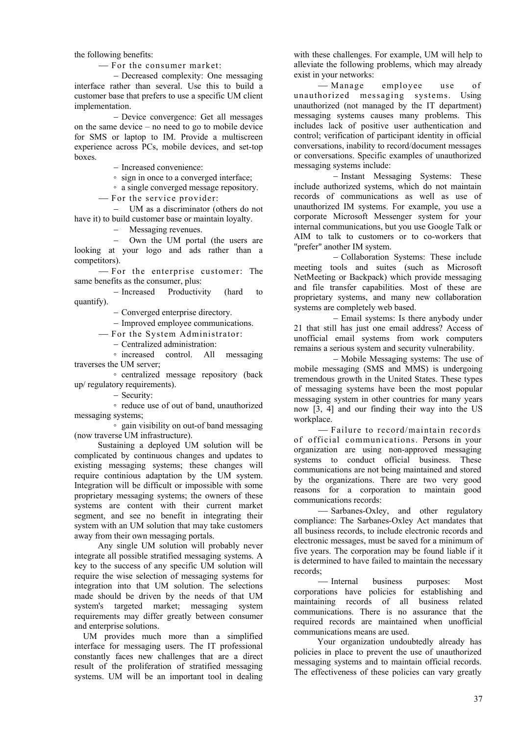the following benefits:

- For the consumer market:
  - Decreased complexity: One messaging interface rather than several. Use this to build a customer base that prefers to use a specific UM client implementation.
  - Device convergence: Get all messages on the same device – no need to go to mobile device for SMS or laptop to IM. Provide a multiscreen experience across PCs, mobile devices, and set-top boxes.
  - Increased convenience:
    - sign in once to a converged interface;
    - a single converged message repository.
- For the service provider:
  - UM as a discriminator (others do not have it) to build customer base or maintain loyalty.
  - Messaging revenues.
  - Own the UM portal (the users are looking at your logo and ads rather than a competitors).
- For the enterprise customer: The same benefits as the consumer, plus:
  - Increased Productivity (hard to quantify).
  - Converged enterprise directory.
  - Improved employee communications.
- For the System Administrator:
  - Centralized administration:
    - increased control. All messaging traverses the UM server;
    - centralized message repository (back up/ regulatory requirements).
  - Security:
    - reduce use of out of band, unauthorized messaging systems;
    - gain visibility on out-of band messaging (now traverse UM infrastructure).

Sustaining a deployed UM solution will be complicated by continuous changes and updates to existing messaging systems; these changes will require continious adaptation by the UM system. Integration will be difficult or impossible with some proprietary messaging systems; the owners of these systems are content with their current market segment, and see no benefit in integrating their system with an UM solution that may take customers away from their own messaging portals.

Any single UM solution will probably never integrate all possible stratified messaging systems. A key to the success of any specific UM solution will require the wise selection of messaging systems for integration into that UM solution. The selections made should be driven by the needs of that UM system's targeted market; messaging system requirements may differ greatly between consumer and enterprise solutions.

UM provides much more than a simplified interface for messaging users. The IT professional constantly faces new challenges that are a direct result of the proliferation of stratified messaging systems. UM will be an important tool in dealing with these challenges. For example, UM will help to alleviate the following problems, which may already exist in your networks:

- Manage employee use of unauthorized messaging systems. Using unauthorized (not managed by the IT department) messaging systems causes many problems. This includes lack of positive user authentication and control; verification of participant identity in official conversations, inability to record/document messages or conversations. Specific examples of unauthorized messaging systems include:
  - Instant Messaging Systems: These include authorized systems, which do not maintain records of communications as well as use of unauthorized IM systems. For example, you use a corporate Microsoft Messenger system for your internal communications, but you use Google Talk or AIM to talk to customers or to co-workers that "prefer" another IM system.
  - Collaboration Systems: These include meeting tools and suites (such as Microsoft NetMeeting or Backpack) which provide messaging and file transfer capabilities. Most of these are proprietary systems, and many new collaboration systems are completely web based.
  - Email systems: Is there anybody under 21 that still has just one email address? Access of unofficial email systems from work computers remains a serious system and security vulnerability.
  - Mobile Messaging systems: The use of mobile messaging (SMS and MMS) is undergoing tremendous growth in the United States. These types of messaging systems have been the most popular messaging system in other countries for many years now [3, 4] and our finding their way into the US workplace.
- Failure to record/maintain records of official communications. Persons in your organization are using non-approved messaging systems to conduct official business. These communications are not being maintained and stored by the organizations. There are two very good reasons for a corporation to maintain good communications records:
  - Sarbanes-Oxley, and other regulatory compliance: The Sarbanes-Oxley Act mandates that all business records, to include electronic records and electronic messages, must be saved for a minimum of five years. The corporation may be found liable if it is determined to have failed to maintain the necessary records;
  - Internal business purposes: Most corporations have policies for establishing and maintaining records of all business related communications. There is no assurance that the required records are maintained when unofficial communications means are used.

Your organization undoubtedly already has policies in place to prevent the use of unauthorized messaging systems and to maintain official records. The effectiveness of these policies can vary greatly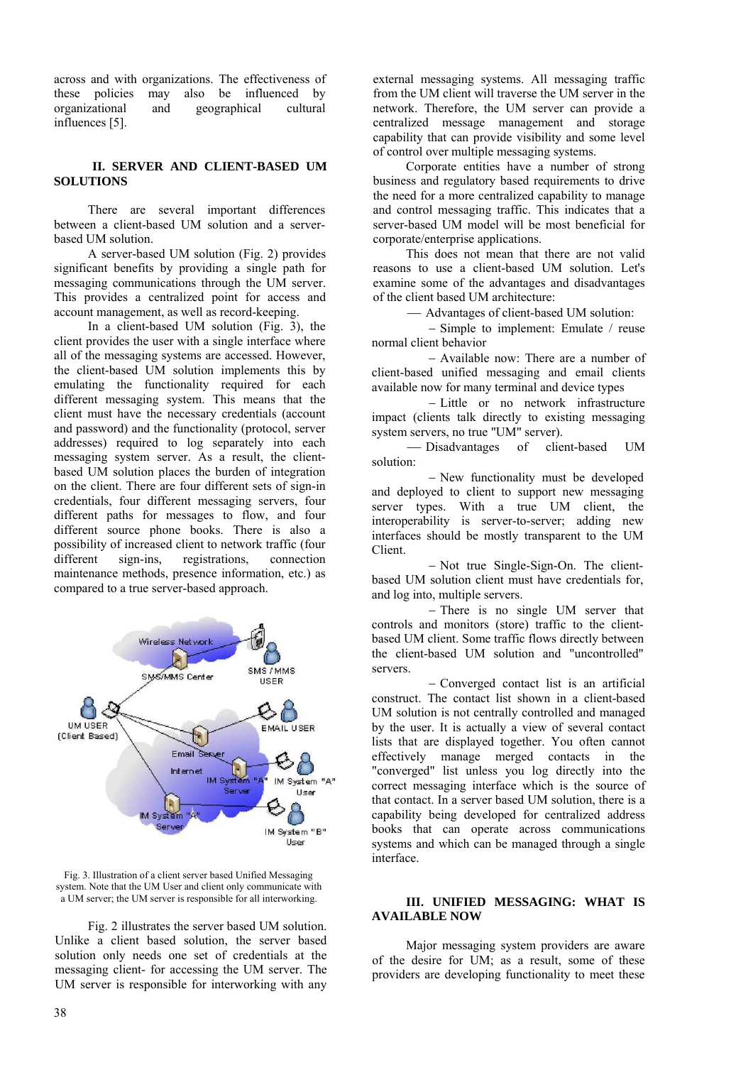across and with organizations. The effectiveness of these policies may also be influenced by organizational and geographical cultural influences [5].

## II. SERVER AND CLIENT-BASED UM SOLUTIONS

There are several important differences between a client-based UM solution and a server-based UM solution.

A server-based UM solution (Fig. 2) provides significant benefits by providing a single path for messaging communications through the UM server. This provides a centralized point for access and account management, as well as record-keeping.

In a client-based UM solution (Fig. 3), the client provides the user with a single interface where all of the messaging systems are accessed. However, the client-based UM solution implements this by emulating the functionality required for each different messaging system. This means that the client must have the necessary credentials (account and password) and the functionality (protocol, server addresses) required to log separately into each messaging system server. As a result, the client-based UM solution places the burden of integration on the client. There are four different sets of sign-in credentials, four different messaging servers, four different paths for messages to flow, and four different source phone books. There is also a possibility of increased client to network traffic (four different sign-ins, registrations, connection maintenance methods, presence information, etc.) as compared to a true server-based approach.

Fig. 3. Illustration of a client server based Unified Messaging system. Note that the UM User and client only communicate with a UM server; the UM server is responsible for all interworking.

Fig. 2 illustrates the server based UM solution. Unlike a client based solution, the server based solution only needs one set of credentials at the messaging client- for accessing the UM server. The UM server is responsible for interworking with any external messaging systems. All messaging traffic from the UM client will traverse the UM server in the network. Therefore, the UM server can provide a centralized message management and storage capability that can provide visibility and some level of control over multiple messaging systems.

Corporate entities have a number of strong business and regulatory based requirements to drive the need for a more centralized capability to manage and control messaging traffic. This indicates that a server-based UM model will be most beneficial for corporate/enterprise applications.

This does not mean that there are not valid reasons to use a client-based UM solution. Let's examine some of the advantages and disadvantages of the client based UM architecture:

— Advantages of client-based UM solution:

– Simple to implement: Emulate / reuse normal client behavior

– Available now: There are a number of client-based unified messaging and email clients available now for many terminal and device types

– Little or no network infrastructure impact (clients talk directly to existing messaging system servers, no true "UM" server).

— Disadvantages of client-based UM solution:

– New functionality must be developed and deployed to client to support new messaging server types. With a true UM client, the interoperability is server-to-server; adding new interfaces should be mostly transparent to the UM Client.

– Not true Single-Sign-On. The client-based UM solution client must have credentials for, and log into, multiple servers.

– There is no single UM server that controls and monitors (store) traffic to the client-based UM client. Some traffic flows directly between the client-based UM solution and "uncontrolled" servers.

– Converged contact list is an artificial construct. The contact list shown in a client-based UM solution is not centrally controlled and managed by the user. It is actually a view of several contact lists that are displayed together. You often cannot effectively manage merged contacts in the "converged" list unless you log directly into the correct messaging interface which is the source of that contact. In a server based UM solution, there is a capability being developed for centralized address books that can operate across communications systems and which can be managed through a single interface.

## III. UNIFIED MESSAGING: WHAT IS AVAILABLE NOW

Major messaging system providers are aware of the desire for UM; as a result, some of these providers are developing functionality to meet these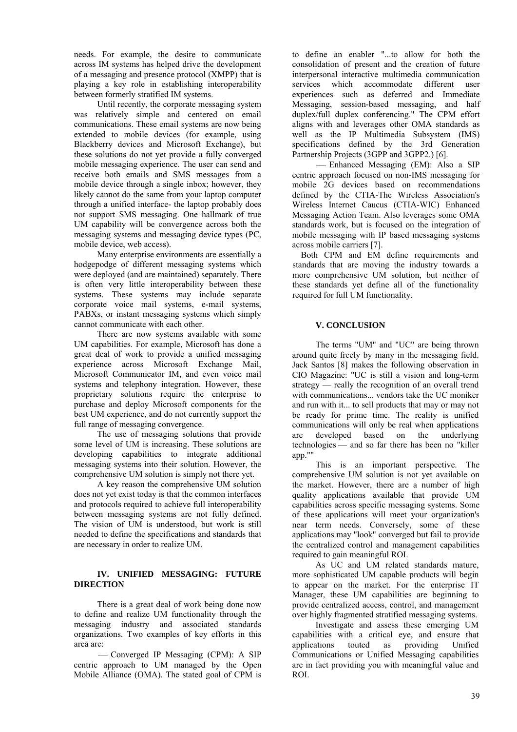needs. For example, the desire to communicate across IM systems has helped drive the development of a messaging and presence protocol (XMPP) that is playing a key role in establishing interoperability between formerly stratified IM systems.

Until recently, the corporate messaging system was relatively simple and centered on email communications. These email systems are now being extended to mobile devices (for example, using Blackberry devices and Microsoft Exchange), but these solutions do not yet provide a fully converged mobile messaging experience. The user can send and receive both emails and SMS messages from a mobile device through a single inbox; however, they likely cannot do the same from your laptop computer through a unified interface- the laptop probably does not support SMS messaging. One hallmark of true UM capability will be convergence across both the messaging systems and messaging device types (PC, mobile device, web access).

Many enterprise environments are essentially a hodgepodge of different messaging systems which were deployed (and are maintained) separately. There is often very little interoperability between these systems. These systems may include separate corporate voice mail systems, e-mail systems, PABXs, or instant messaging systems which simply cannot communicate with each other.

There are now systems available with some UM capabilities. For example, Microsoft has done a great deal of work to provide a unified messaging experience across Microsoft Exchange Mail, Microsoft Communicator IM, and even voice mail systems and telephony integration. However, these proprietary solutions require the enterprise to purchase and deploy Microsoft components for the best UM experience, and do not currently support the full range of messaging convergence.

The use of messaging solutions that provide some level of UM is increasing. These solutions are developing capabilities to integrate additional messaging systems into their solution. However, the comprehensive UM solution is simply not there yet.

A key reason the comprehensive UM solution does not yet exist today is that the common interfaces and protocols required to achieve full interoperability between messaging systems are not fully defined. The vision of UM is understood, but work is still needed to define the specifications and standards that are necessary in order to realize UM.

## IV. UNIFIED MESSAGING: FUTURE DIRECTION

There is a great deal of work being done now to define and realize UM functionality through the messaging industry and associated standards organizations. Two examples of key efforts in this area are:

— Converged IP Messaging (CPM): A SIP centric approach to UM managed by the Open Mobile Alliance (OMA). The stated goal of CPM is to define an enabler "...to allow for both the consolidation of present and the creation of future interpersonal interactive multimedia communication services which accommodate different user experiences such as deferred and Immediate Messaging, session-based messaging, and half duplex/full duplex conferencing." The CPM effort aligns with and leverages other OMA standards as well as the IP Multimedia Subsystem (IMS) specifications defined by the 3rd Generation Partnership Projects (3GPP and 3GPP2.) [6].

— Enhanced Messaging (EM): Also a SIP centric approach focused on non-IMS messaging for mobile 2G devices based on recommendations defined by the CTIA-The Wireless Association's Wireless Internet Caucus (CTIA-WIC) Enhanced Messaging Action Team. Also leverages some OMA standards work, but is focused on the integration of mobile messaging with IP based messaging systems across mobile carriers [7].

Both CPM and EM define requirements and standards that are moving the industry towards a more comprehensive UM solution, but neither of these standards yet define all of the functionality required for full UM functionality.

## V. CONCLUSION

The terms "UM" and "UC" are being thrown around quite freely by many in the messaging field. Jack Santos [8] makes the following observation in CIO Magazine: "UC is still a vision and long-term strategy — really the recognition of an overall trend with communications... vendors take the UC moniker and run with it... to sell products that may or may not be ready for prime time. The reality is unified communications will only be real when applications are developed based on the underlying technologies — and so far there has been no "killer app.""

This is an important perspective. The comprehensive UM solution is not yet available on the market. However, there are a number of high quality applications available that provide UM capabilities across specific messaging systems. Some of these applications will meet your organization's near term needs. Conversely, some of these applications may "look" converged but fail to provide the centralized control and management capabilities required to gain meaningful ROI.

As UC and UM related standards mature, more sophisticated UM capable products will begin to appear on the market. For the enterprise IT Manager, these UM capabilities are beginning to provide centralized access, control, and management over highly fragmented stratified messaging systems.

Investigate and assess these emerging UM capabilities with a critical eye, and ensure that applications touted as providing Unified Communications or Unified Messaging capabilities are in fact providing you with meaningful value and ROI.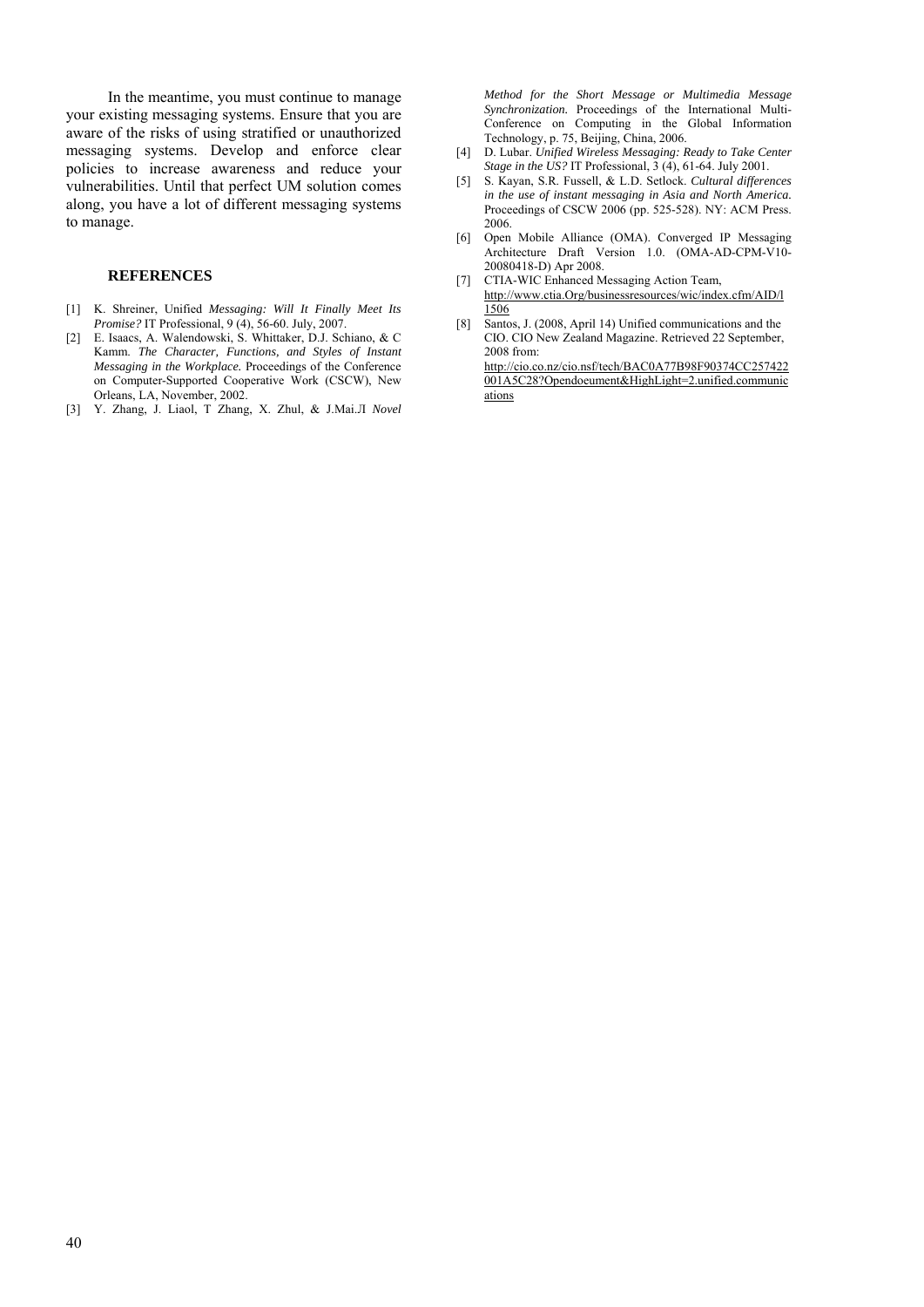In the meantime, you must continue to manage your existing messaging systems. Ensure that you are aware of the risks of using stratified or unauthorized messaging systems. Develop and enforce clear policies to increase awareness and reduce your vulnerabilities. Until that perfect UM solution comes along, you have a lot of different messaging systems to manage.

## REFERENCES

[1] K. Shreiner, Unified *Messaging: Will It Finally Meet Its Promise?* IT Professional, 9 (4), 56-60. July, 2007.

[2] E. Isaacs, A. Walendowski, S. Whittaker, D.J. Schiano, & C Kamm. *The Character, Functions, and Styles of Instant Messaging in the Workplace.* Proceedings of the Conference on Computer-Supported Cooperative Work (CSCW), New Orleans, LA, November, 2002.

[3] Y. Zhang, J. Liaol, T Zhang, X. Zhul, & J.Mai.Л *Novel Method for the Short Message or Multimedia Message Synchronization.* Proceedings of the International Multi-Conference on Computing in the Global Information Technology, p. 75, Beijing, China, 2006.

[4] D. Lubar. *Unified Wireless Messaging: Ready to Take Center Stage in the US?* IT Professional, 3 (4), 61-64. July 2001.

[5] S. Kayan, S.R. Fussell, & L.D. Setlock. *Cultural differences in the use of instant messaging in Asia and North America.* Proceedings of CSCW 2006 (pp. 525-528). NY: ACM Press. 2006.

[6] Open Mobile Alliance (OMA). Converged IP Messaging Architecture Draft Version 1.0. (OMA-AD-CPM-V10-20080418-D) Apr 2008.

[7] CTIA-WIC Enhanced Messaging Action Team, http://www.ctia.Org/businessresources/wic/index.cfm/AID/l1506

[8] Santos, J. (2008, April 14) Unified communications and the CIO. CIO New Zealand Magazine. Retrieved 22 September, 2008 from: http://cio.co.nz/cio.nsf/tech/BAC0A77B98F90374CC257422001A5C28?Opendoeument&HighLight=2.unified.communications